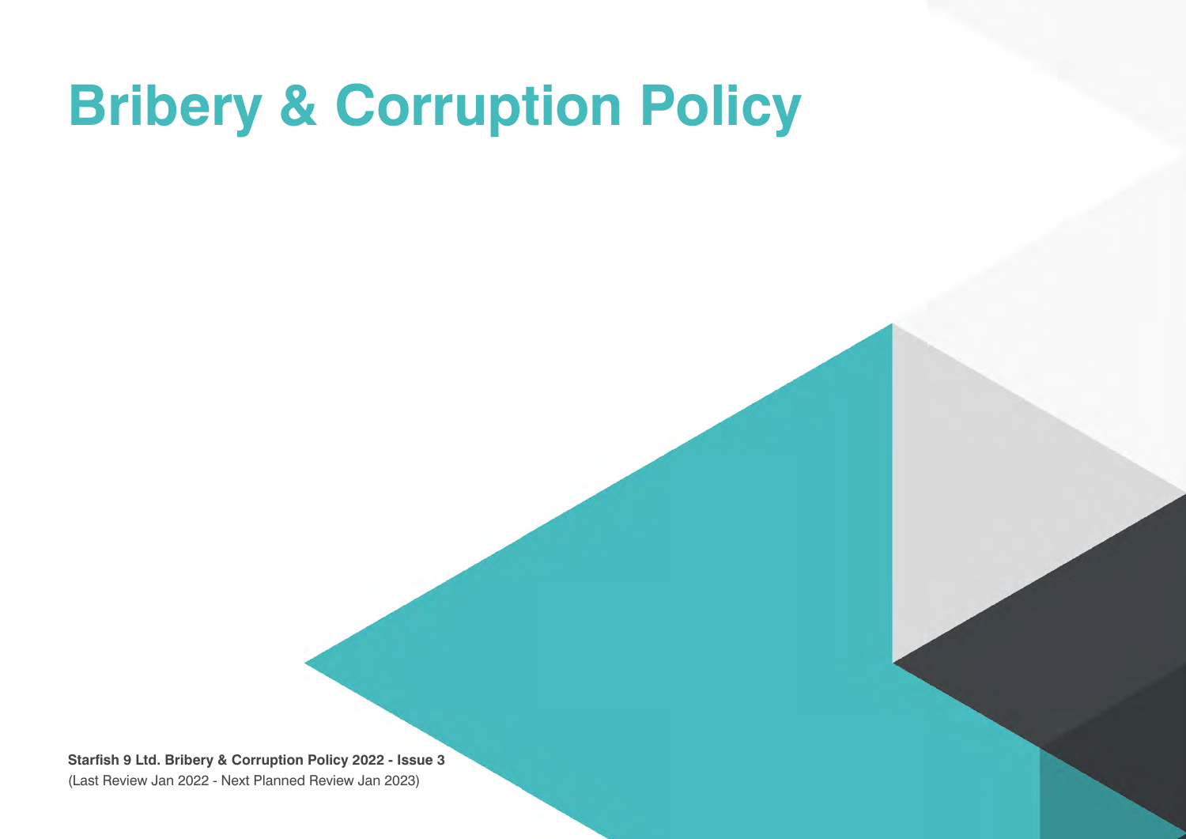# Bribery & Corruption Policy

**Starfish 9 Ltd. Bribery & Corruption Policy 2022 - Issue 3**

(Last Review Jan 2022 - Next Planned Review Jan 2023)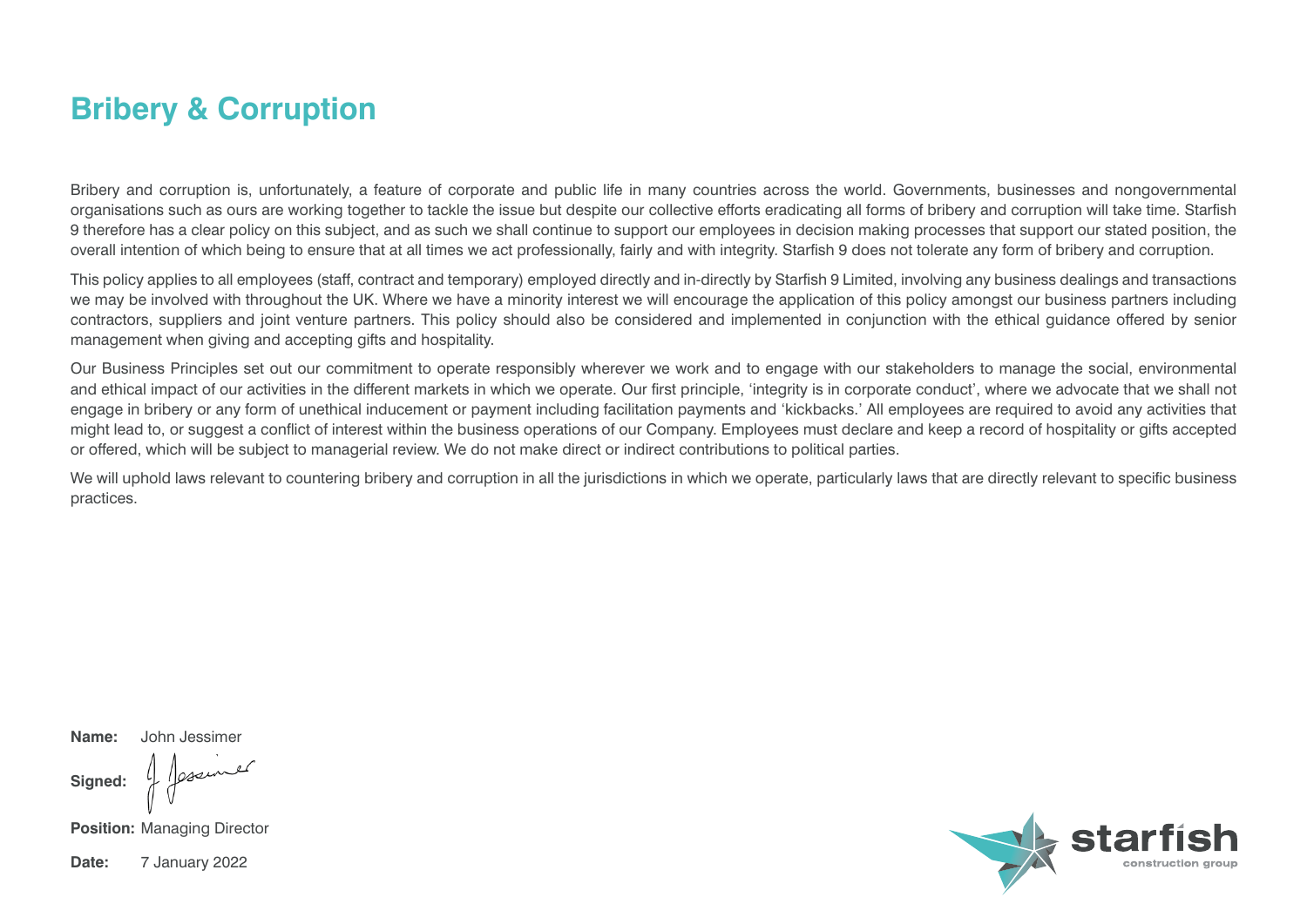# Bribery & Corruption

Bribery and corruption is, unfortunately, a feature of corporate and public life in many countries across the world. Governments, businesses and nongovernmental organisations such as ours are working together to tackle the issue but despite our collective efforts eradicating all forms of bribery and corruption will take time. Starfish 9 therefore has a clear policy on this subject, and as such we shall continue to support our employees in decision making processes that support our stated position, the overall intention of which being to ensure that at all times we act professionally, fairly and with integrity. Starfish 9 does not tolerate any form of bribery and corruption.

This policy applies to all employees (staff, contract and temporary) employed directly and in-directly by Starfish 9 Limited, involving any business dealings and transactions we may be involved with throughout the UK. Where we have a minority interest we will encourage the application of this policy amongst our business partners including contractors, suppliers and joint venture partners. This policy should also be considered and implemented in conjunction with the ethical guidance offered by senior management when giving and accepting gifts and hospitality.

Our Business Principles set out our commitment to operate responsibly wherever we work and to engage with our stakeholders to manage the social, environmental and ethical impact of our activities in the different markets in which we operate. Our first principle, 'integrity is in corporate conduct', where we advocate that we shall not engage in bribery or any form of unethical inducement or payment including facilitation payments and 'kickbacks.' All employees are required to avoid any activities that might lead to, or suggest a conflict of interest within the business operations of our Company. Employees must declare and keep a record of hospitality or gifts accepted or offered, which will be subject to managerial review. We do not make direct or indirect contributions to political parties.

We will uphold laws relevant to countering bribery and corruption in all the jurisdictions in which we operate, particularly laws that are directly relevant to specific business practices.

**Name:** John Jessimer

**Signed:** J Jessimer

**Position:** Managing Director

**Date:** 7 January 2022

starfish
construction group